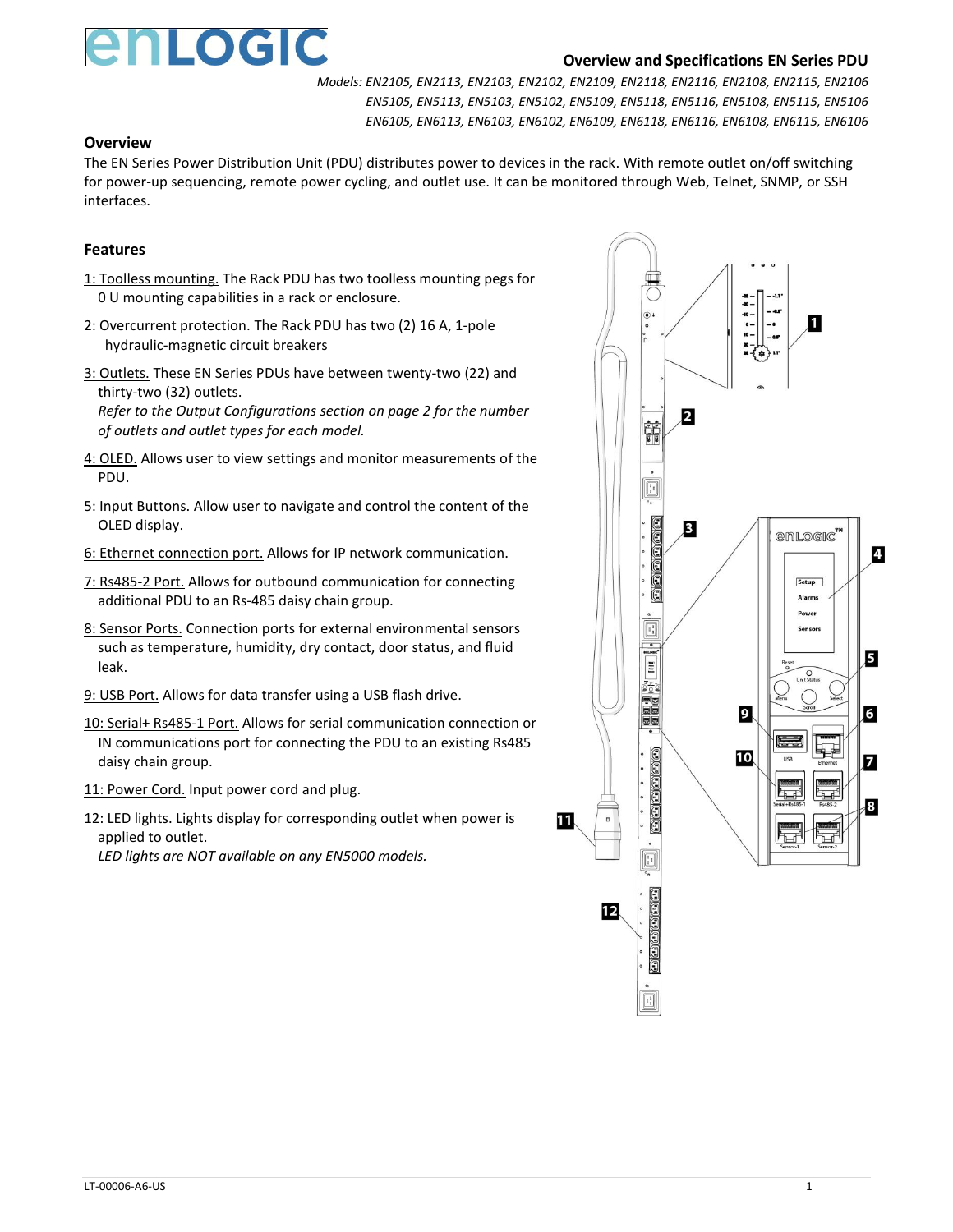# Overview and Specifications EN Series PDU

*Models: EN2105, EN2113, EN2103, EN2102, EN2109, EN2118, EN2116, EN2108, EN2115, EN2106 EN5105, EN5113, EN5103, EN5102, EN5109, EN5118, EN5116, EN5108, EN5115, EN5106 EN6105, EN6113, EN6103, EN6102, EN6109, EN6118, EN6116, EN6108, EN6115, EN6106*

## Overview

The EN Series Power Distribution Unit (PDU) distributes power to devices in the rack. With remote outlet on/off switching for power-up sequencing, remote power cycling, and outlet use. It can be monitored through Web, Telnet, SNMP, or SSH interfaces.

## Features

1: Toolless mounting. The Rack PDU has two toolless mounting pegs for 0 U mounting capabilities in a rack or enclosure.

2: Overcurrent protection. The Rack PDU has two (2) 16 A, 1-pole hydraulic-magnetic circuit breakers

3: Outlets. These EN Series PDUs have between twenty-two (22) and thirty-two (32) outlets.
*Refer to the Output Configurations section on page 2 for the number of outlets and outlet types for each model.*

4: OLED. Allows user to view settings and monitor measurements of the PDU.

5: Input Buttons. Allow user to navigate and control the content of the OLED display.

6: Ethernet connection port. Allows for IP network communication.

7: Rs485-2 Port. Allows for outbound communication for connecting additional PDU to an Rs-485 daisy chain group.

8: Sensor Ports. Connection ports for external environmental sensors such as temperature, humidity, dry contact, door status, and fluid leak.

9: USB Port. Allows for data transfer using a USB flash drive.

10: Serial+ Rs485-1 Port. Allows for serial communication connection or IN communications port for connecting the PDU to an existing Rs485 daisy chain group.

11: Power Cord. Input power cord and plug.

12: LED lights. Lights display for corresponding outlet when power is applied to outlet.
*LED lights are NOT available on any EN5000 models.*

LT-00006-A6-US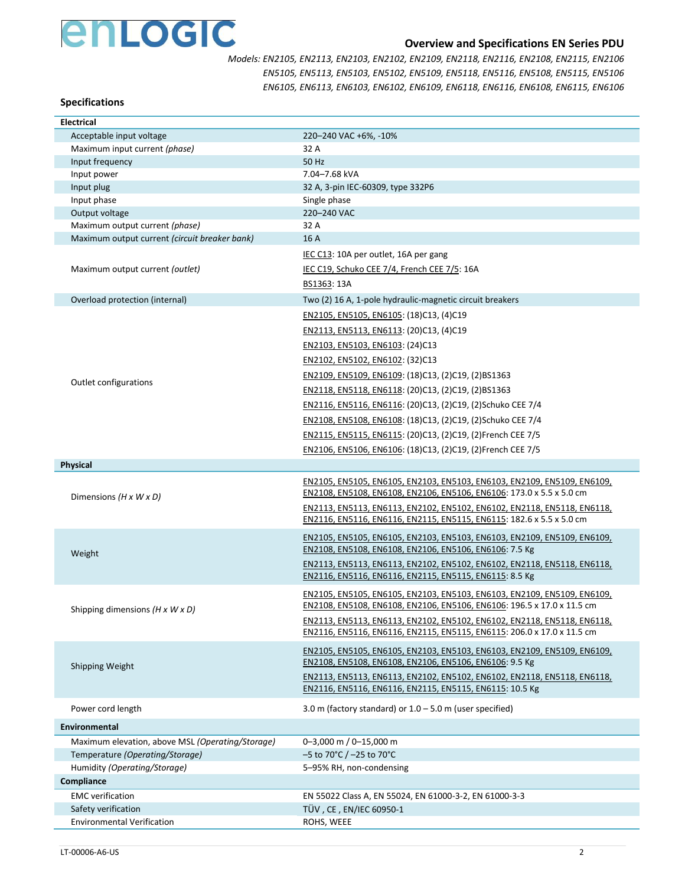# enLOGIC

## Overview and Specifications EN Series PDU

*Models: EN2105, EN2113, EN2103, EN2102, EN2109, EN2118, EN2116, EN2108, EN2115, EN2106*
*EN5105, EN5113, EN5103, EN5102, EN5109, EN5118, EN5116, EN5108, EN5115, EN5106*
*EN6105, EN6113, EN6103, EN6102, EN6109, EN6118, EN6116, EN6108, EN6115, EN6106*

### Specifications

| | |
|---|---|
| **Electrical** | |
| Acceptable input voltage | 220–240 VAC +6%, -10% |
| Maximum input current *(phase)* | 32 A |
| Input frequency | 50 Hz |
| Input power | 7.04–7.68 kVA |
| Input plug | 32 A, 3-pin IEC-60309, type 332P6 |
| Input phase | Single phase |
| Output voltage | 220–240 VAC |
| Maximum output current *(phase)* | 32 A |
| Maximum output current *(circuit breaker bank)* | 16 A |
| Maximum output current *(outlet)* | IEC C13: 10A per outlet, 16A per gang<br>IEC C19, Schuko CEE 7/4, French CEE 7/5: 16A<br>BS1363: 13A |
| Overload protection (internal) | Two (2) 16 A, 1-pole hydraulic-magnetic circuit breakers |
| Outlet configurations | EN2105, EN5105, EN6105: (18)C13, (4)C19<br>EN2113, EN5113, EN6113: (20)C13, (4)C19<br>EN2103, EN5103, EN6103: (24)C13<br>EN2102, EN5102, EN6102: (32)C13<br>EN2109, EN5109, EN6109: (18)C13, (2)C19, (2)BS1363<br>EN2118, EN5118, EN6118: (20)C13, (2)C19, (2)BS1363<br>EN2116, EN5116, EN6116: (20)C13, (2)C19, (2)Schuko CEE 7/4<br>EN2108, EN5108, EN6108: (18)C13, (2)C19, (2)Schuko CEE 7/4<br>EN2115, EN5115, EN6115: (20)C13, (2)C19, (2)French CEE 7/5<br>EN2106, EN5106, EN6106: (18)C13, (2)C19, (2)French CEE 7/5 |
| **Physical** | |
| Dimensions *(H x W x D)* | EN2105, EN5105, EN6105, EN2103, EN5103, EN6103, EN2109, EN5109, EN6109, EN2108, EN5108, EN6108, EN2106, EN5106, EN6106: 173.0 x 5.5 x 5.0 cm<br>EN2113, EN5113, EN6113, EN2102, EN5102, EN6102, EN2118, EN5118, EN6118, EN2116, EN5116, EN6116, EN2115, EN5115, EN6115: 182.6 x 5.5 x 5.0 cm |
| Weight | EN2105, EN5105, EN6105, EN2103, EN5103, EN6103, EN2109, EN5109, EN6109, EN2108, EN5108, EN6108, EN2106, EN5106, EN6106: 7.5 Kg<br>EN2113, EN5113, EN6113, EN2102, EN5102, EN6102, EN2118, EN5118, EN6118, EN2116, EN5116, EN6116, EN2115, EN5115, EN6115: 8.5 Kg |
| Shipping dimensions *(H x W x D)* | EN2105, EN5105, EN6105, EN2103, EN5103, EN6103, EN2109, EN5109, EN6109, EN2108, EN5108, EN6108, EN2106, EN5106, EN6106: 196.5 x 17.0 x 11.5 cm<br>EN2113, EN5113, EN6113, EN2102, EN5102, EN6102, EN2118, EN5118, EN6118, EN2116, EN5116, EN6116, EN2115, EN5115, EN6115: 206.0 x 17.0 x 11.5 cm |
| Shipping Weight | EN2105, EN5105, EN6105, EN2103, EN5103, EN6103, EN2109, EN5109, EN6109, EN2108, EN5108, EN6108, EN2106, EN5106, EN6106: 9.5 Kg<br>EN2113, EN5113, EN6113, EN2102, EN5102, EN6102, EN2118, EN5118, EN6118, EN2116, EN5116, EN6116, EN2115, EN5115, EN6115: 10.5 Kg |
| Power cord length | 3.0 m (factory standard) or 1.0 – 5.0 m (user specified) |
| **Environmental** | |
| Maximum elevation, above MSL *(Operating/Storage)* | 0–3,000 m / 0–15,000 m |
| Temperature *(Operating/Storage)* | –5 to 70°C / –25 to 70°C |
| Humidity *(Operating/Storage)* | 5–95% RH, non-condensing |
| **Compliance** | |
| EMC verification | EN 55022 Class A, EN 55024, EN 61000-3-2, EN 61000-3-3 |
| Safety verification | TÜV , CE , EN/IEC 60950-1 |
| Environmental Verification | ROHS, WEEE |

LT-00006-A6-US